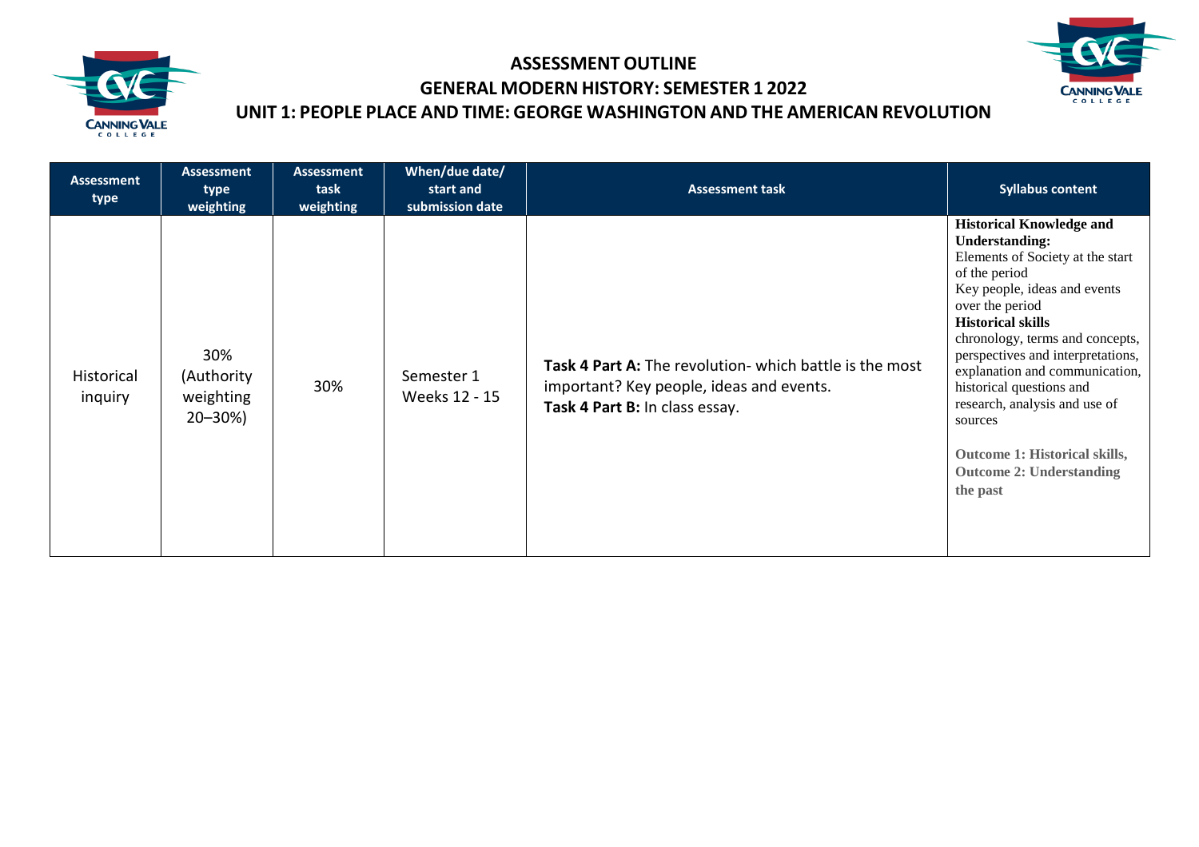# ASSESSMENT OUTLINE

## GENERAL MODERN HISTORY: SEMESTER 1 2022

## UNIT 1: PEOPLE PLACE AND TIME: GEORGE WASHINGTON AND THE AMERICAN REVOLUTION

| Assessment type | Assessment type weighting | Assessment task weighting | When/due date/ start and submission date | Assessment task | Syllabus content |
|---|---|---|---|---|---|
| Historical inquiry | 30% (Authority weighting 20–30%) | 30% | Semester 1 Weeks 12 - 15 | **Task 4 Part A:** The revolution- which battle is the most important? Key people, ideas and events.<br>**Task 4 Part B:** In class essay. | **Historical Knowledge and Understanding:**<br>Elements of Society at the start of the period<br>Key people, ideas and events over the period<br>**Historical skills**<br>chronology, terms and concepts, perspectives and interpretations, explanation and communication, historical questions and research, analysis and use of sources<br><br>**Outcome 1: Historical skills, Outcome 2: Understanding the past** |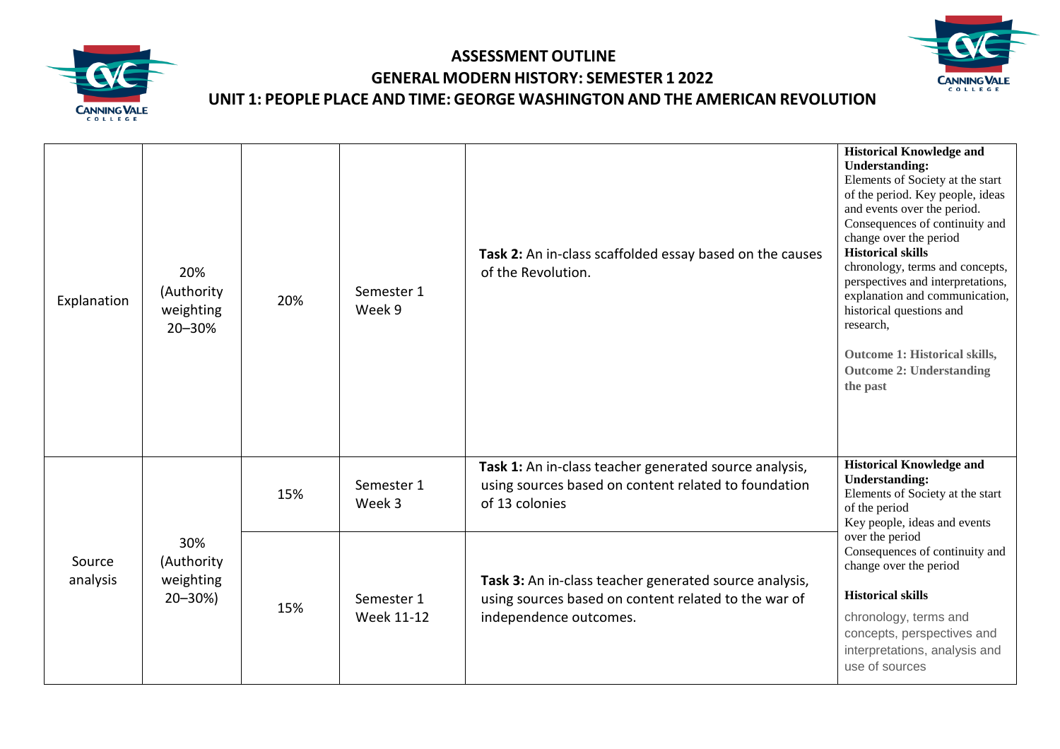# ASSESSMENT OUTLINE
## GENERAL MODERN HISTORY: SEMESTER 1 2022
## UNIT 1: PEOPLE PLACE AND TIME: GEORGE WASHINGTON AND THE AMERICAN REVOLUTION

| | | | | | |
|---|---|---|---|---|---|
| Explanation | 20% (Authority weighting 20–30% | 20% | Semester 1 Week 9 | **Task 2:** An in-class scaffolded essay based on the causes of the Revolution. | **Historical Knowledge and Understanding:** Elements of Society at the start of the period. Key people, ideas and events over the period. Consequences of continuity and change over the period **Historical skills** chronology, terms and concepts, perspectives and interpretations, explanation and communication, historical questions and research, **Outcome 1: Historical skills, Outcome 2: Understanding the past** |
| Source analysis | 30% (Authority weighting 20–30%) | 15% | Semester 1 Week 3 | **Task 1:** An in-class teacher generated source analysis, using sources based on content related to foundation of 13 colonies | **Historical Knowledge and Understanding:** Elements of Society at the start of the period Key people, ideas and events over the period Consequences of continuity and change over the period **Historical skills** chronology, terms and concepts, perspectives and interpretations, analysis and use of sources |
| | | 15% | Semester 1 Week 11-12 | **Task 3:** An in-class teacher generated source analysis, using sources based on content related to the war of independence outcomes. | |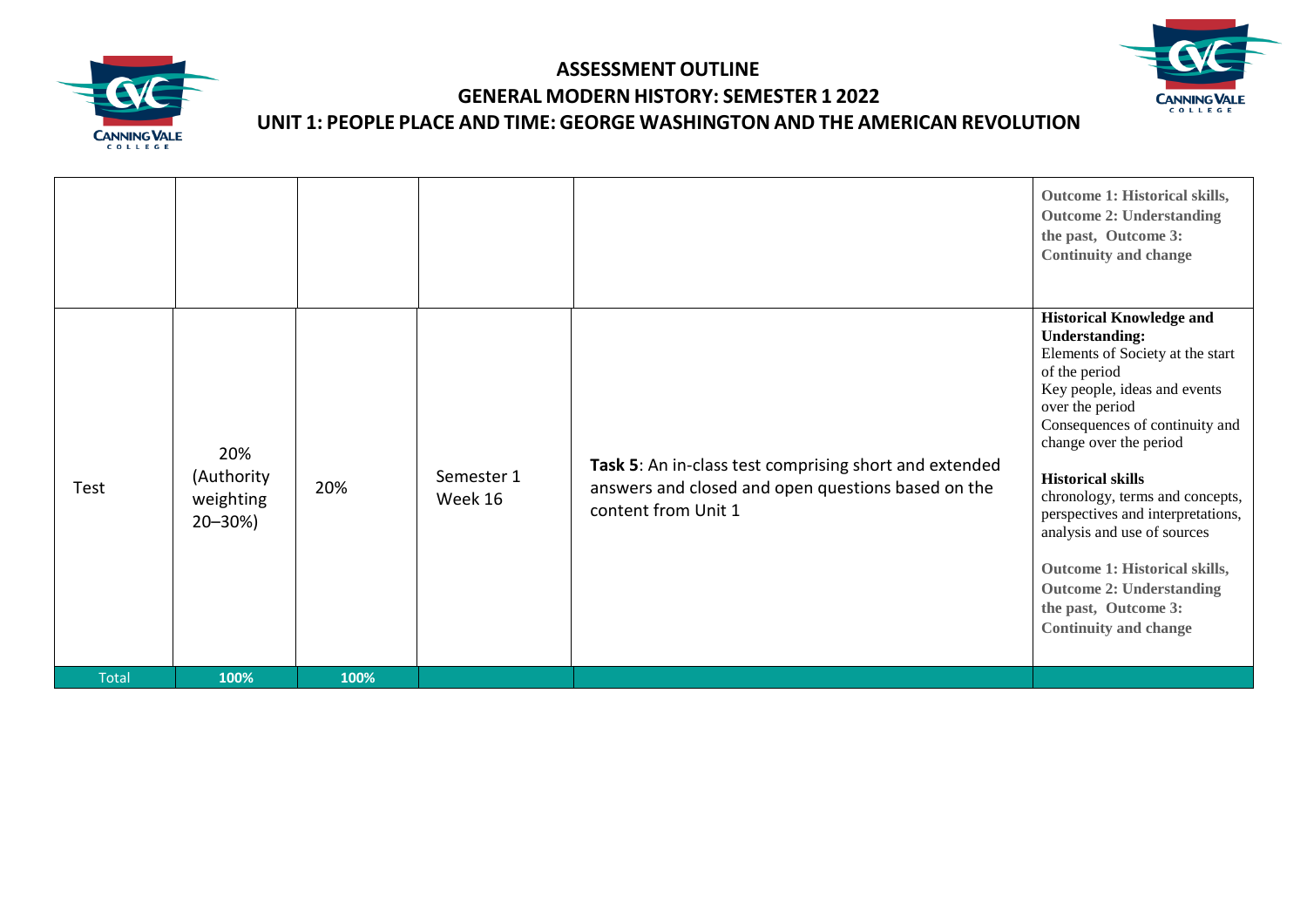# ASSESSMENT OUTLINE

## GENERAL MODERN HISTORY: SEMESTER 1 2022

## UNIT 1: PEOPLE PLACE AND TIME: GEORGE WASHINGTON AND THE AMERICAN REVOLUTION

| | | | | | |
|---|---|---|---|---|---|
| | | | | | **Outcome 1: Historical skills, Outcome 2: Understanding the past, Outcome 3: Continuity and change** |
| Test | 20% (Authority weighting 20–30%) | 20% | Semester 1 Week 16 | **Task 5**: An in-class test comprising short and extended answers and closed and open questions based on the content from Unit 1 | **Historical Knowledge and Understanding:**<br>Elements of Society at the start of the period<br>Key people, ideas and events over the period<br>Consequences of continuity and change over the period<br><br>**Historical skills**<br>chronology, terms and concepts, perspectives and interpretations, analysis and use of sources<br><br>**Outcome 1: Historical skills, Outcome 2: Understanding the past, Outcome 3: Continuity and change** |
| Total | **100%** | **100%** | | | |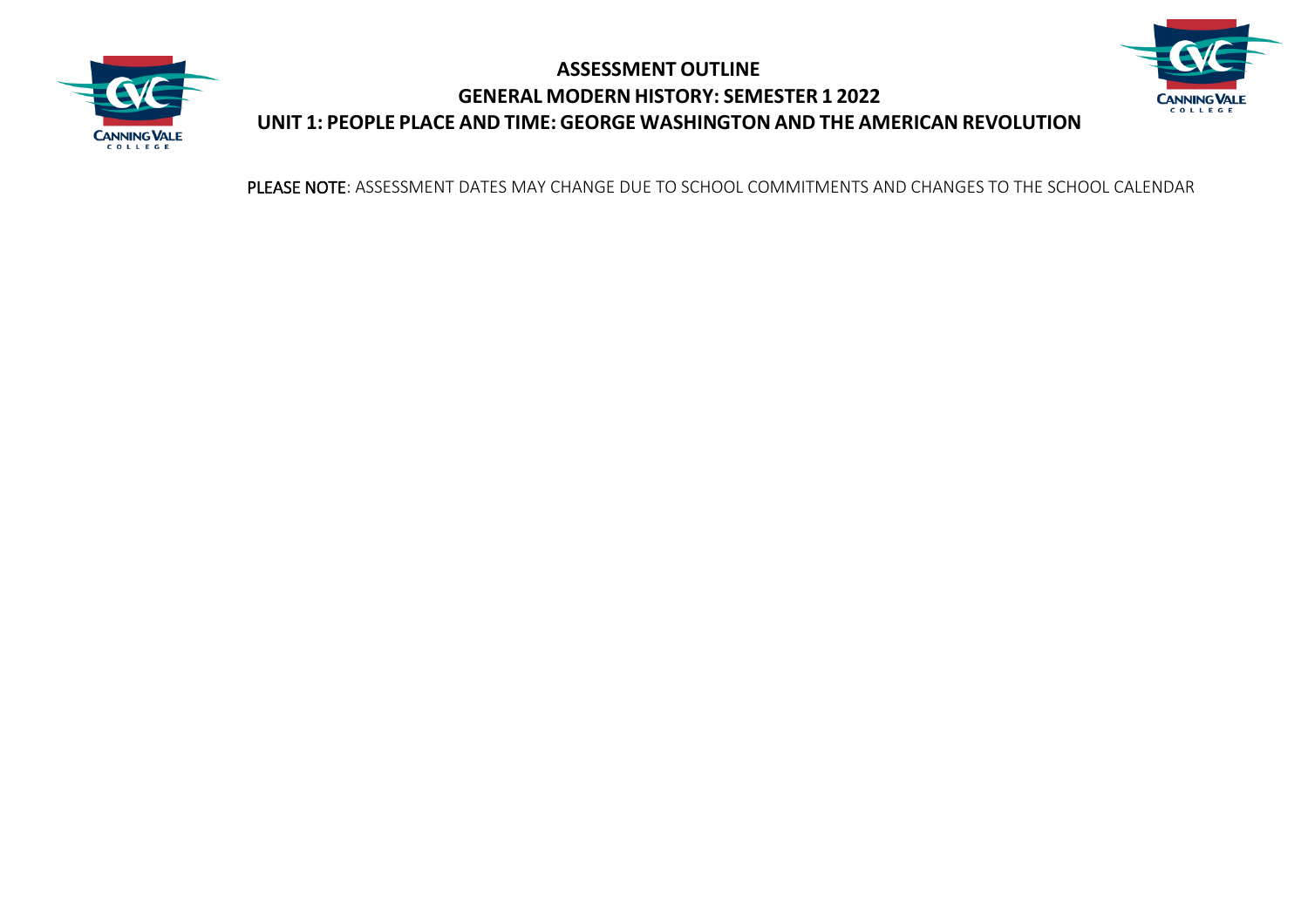# ASSESSMENT OUTLINE

## GENERAL MODERN HISTORY: SEMESTER 1 2022

## UNIT 1: PEOPLE PLACE AND TIME: GEORGE WASHINGTON AND THE AMERICAN REVOLUTION

PLEASE NOTE: ASSESSMENT DATES MAY CHANGE DUE TO SCHOOL COMMITMENTS AND CHANGES TO THE SCHOOL CALENDAR